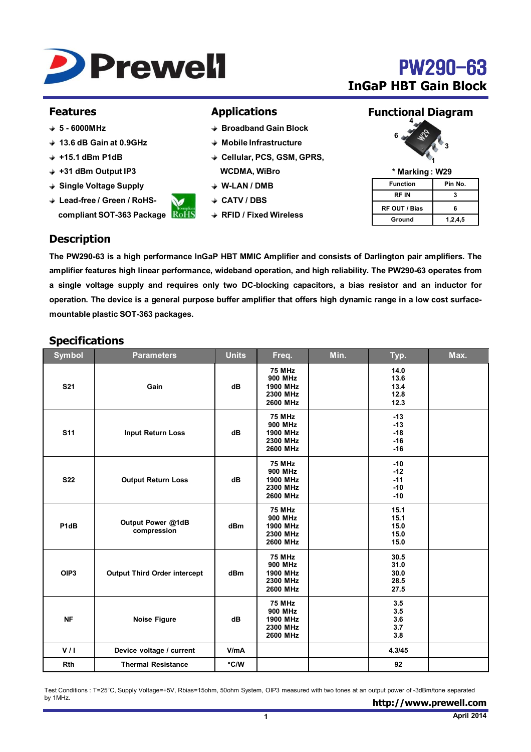# PW290-63

## InGaP HBT Gain Block

## Features

- 5 - 6000MHz
- 13.6 dB Gain at 0.9GHz
- +15.1 dBm P1dB
- +31 dBm Output IP3
- Single Voltage Supply
- Lead-free / Green / RoHS-compliant SOT-363 Package

## Applications

- Broadband Gain Block
- Mobile Infrastructure
- Cellular, PCS, GSM, GPRS, WCDMA, WiBro
- W-LAN / DMB
- CATV / DBS
- RFID / Fixed Wireless

## Functional Diagram

\* Marking : W29

| Function | Pin No. |
|---|---|
| RF IN | 3 |
| RF OUT / Bias | 6 |
| Ground | 1,2,4,5 |

## Description

The PW290-63 is a high performance InGaP HBT MMIC Amplifier and consists of Darlington pair amplifiers. The amplifier features high linear performance, wideband operation, and high reliability. The PW290-63 operates from a single voltage supply and requires only two DC-blocking capacitors, a bias resistor and an inductor for operation. The device is a general purpose buffer amplifier that offers high dynamic range in a low cost surface-mountable plastic SOT-363 packages.

## Specifications

| Symbol | Parameters | Units | Freq. | Min. | Typ. | Max. |
|---|---|---|---|---|---|---|
| S21 | Gain | dB | 75 MHz<br>900 MHz<br>1900 MHz<br>2300 MHz<br>2600 MHz | | 14.0<br>13.6<br>13.4<br>12.8<br>12.3 | |
| S11 | Input Return Loss | dB | 75 MHz<br>900 MHz<br>1900 MHz<br>2300 MHz<br>2600 MHz | | -13<br>-13<br>-18<br>-16<br>-16 | |
| S22 | Output Return Loss | dB | 75 MHz<br>900 MHz<br>1900 MHz<br>2300 MHz<br>2600 MHz | | -10<br>-12<br>-11<br>-10<br>-10 | |
| P1dB | Output Power @1dB compression | dBm | 75 MHz<br>900 MHz<br>1900 MHz<br>2300 MHz<br>2600 MHz | | 15.1<br>15.1<br>15.0<br>15.0<br>15.0 | |
| OIP3 | Output Third Order intercept | dBm | 75 MHz<br>900 MHz<br>1900 MHz<br>2300 MHz<br>2600 MHz | | 30.5<br>31.0<br>30.0<br>28.5<br>27.5 | |
| NF | Noise Figure | dB | 75 MHz<br>900 MHz<br>1900 MHz<br>2300 MHz<br>2600 MHz | | 3.5<br>3.5<br>3.6<br>3.7<br>3.8 | |
| V / I | Device voltage / current | V/mA | | | 4.3/45 | |
| Rth | Thermal Resistance | °C/W | | | 92 | |

Test Conditions : T=25°C, Supply Voltage=+5V, Rbias=15ohm, 50ohm System, OIP3 measured with two tones at an output power of -3dBm/tone separated by 1MHz.

http://www.prewell.com

April 2014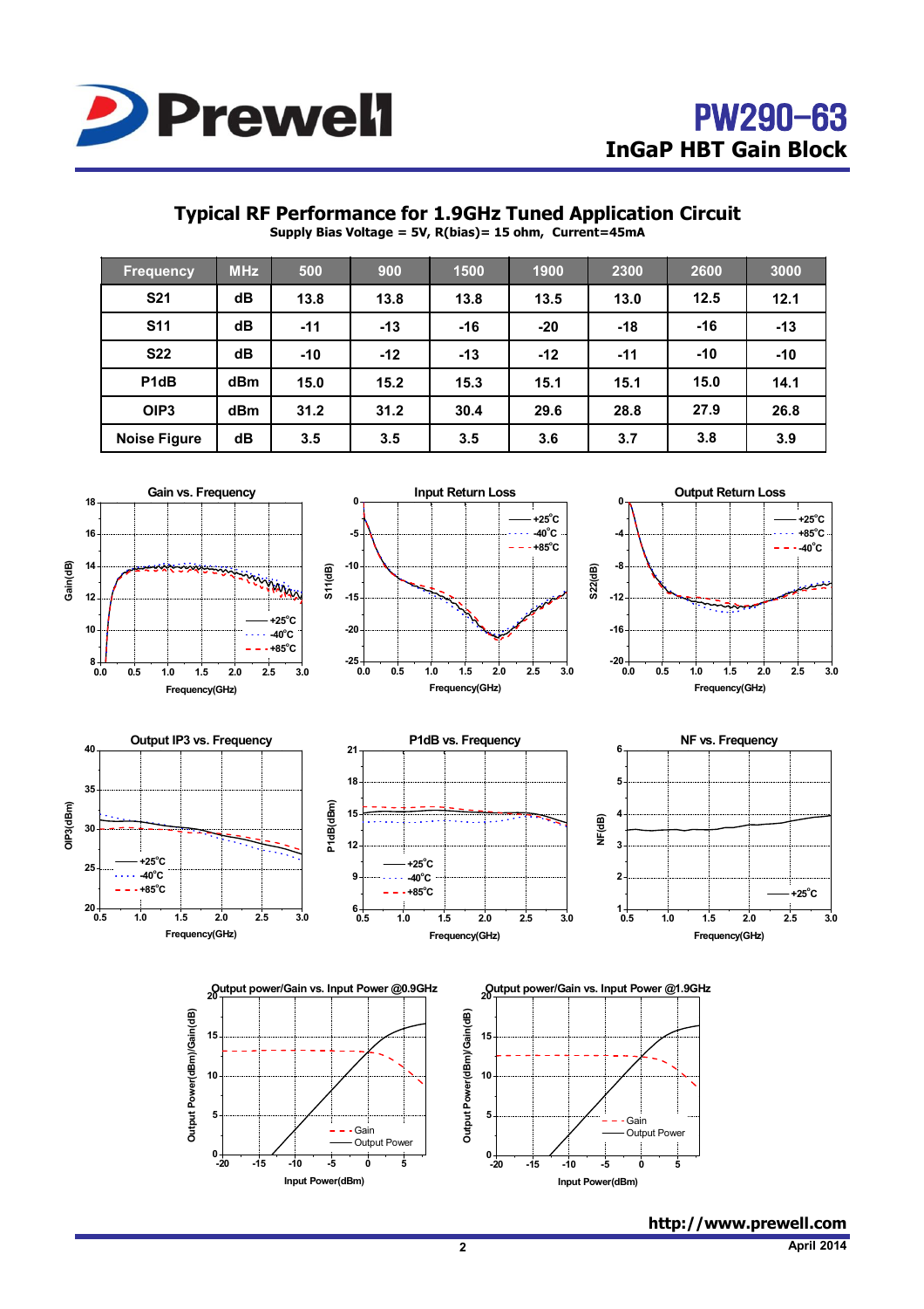## Typical RF Performance for 1.9GHz Tuned Application Circuit

**Supply Bias Voltage = 5V, R(bias)= 15 ohm, Current=45mA**

| Frequency | MHz | 500 | 900 | 1500 | 1900 | 2300 | 2600 | 3000 |
|---|---|---|---|---|---|---|---|---|
| S21 | dB | 13.8 | 13.8 | 13.8 | 13.5 | 13.0 | 12.5 | 12.1 |
| S11 | dB | -11 | -13 | -16 | -20 | -18 | -16 | -13 |
| S22 | dB | -10 | -12 | -13 | -12 | -11 | -10 | -10 |
| P1dB | dBm | 15.0 | 15.2 | 15.3 | 15.1 | 15.1 | 15.0 | 14.1 |
| OIP3 | dBm | 31.2 | 31.2 | 30.4 | 29.6 | 28.8 | 27.9 | 26.8 |
| Noise Figure | dB | 3.5 | 3.5 | 3.5 | 3.6 | 3.7 | 3.8 | 3.9 |

Gain vs. Frequency

Input Return Loss

Output Return Loss

Output IP3 vs. Frequency

P1dB vs. Frequency

NF vs. Frequency

Output power/Gain vs. Input Power @0.9GHz

Output power/Gain vs. Input Power @1.9GHz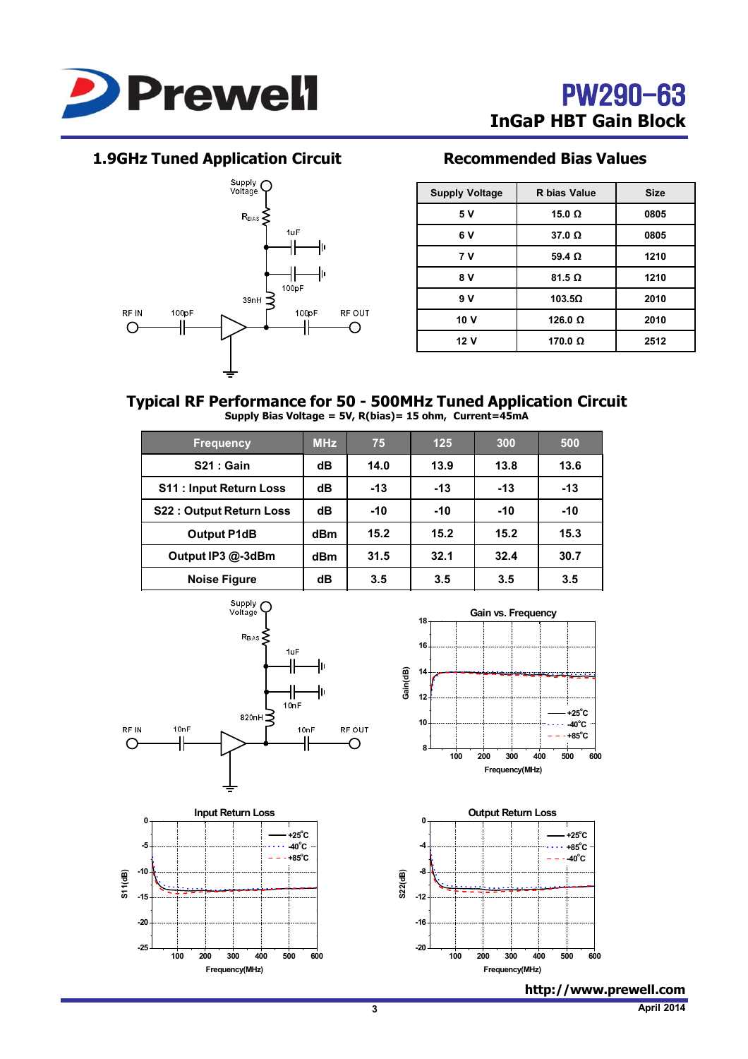## 1.9GHz Tuned Application Circuit

Supply Voltage

$R_{BIAS}$

1uF

100pF

39nH

RF IN 100pF 100pF RF OUT

## Recommended Bias Values

| Supply Voltage | R bias Value | Size |
|---|---|---|
| 5 V | 15.0 Ω | 0805 |
| 6 V | 37.0 Ω | 0805 |
| 7 V | 59.4 Ω | 1210 |
| 8 V | 81.5 Ω | 1210 |
| 9 V | 103.5Ω | 2010 |
| 10 V | 126.0 Ω | 2010 |
| 12 V | 170.0 Ω | 2512 |

## Typical RF Performance for 50 - 500MHz Tuned Application Circuit

**Supply Bias Voltage = 5V, R(bias)= 15 ohm, Current=45mA**

| Frequency | MHz | 75 | 125 | 300 | 500 |
|---|---|---|---|---|---|
| S21 : Gain | dB | 14.0 | 13.9 | 13.8 | 13.6 |
| S11 : Input Return Loss | dB | -13 | -13 | -13 | -13 |
| S22 : Output Return Loss | dB | -10 | -10 | -10 | -10 |
| Output P1dB | dBm | 15.2 | 15.2 | 15.2 | 15.3 |
| Output IP3 @-3dBm | dBm | 31.5 | 32.1 | 32.4 | 30.7 |
| Noise Figure | dB | 3.5 | 3.5 | 3.5 | 3.5 |

Supply Voltage

$R_{BIAS}$

1uF

10nF

820nH

RF IN 10nF 10nF RF OUT

Gain vs. Frequency

Input Return Loss

Output Return Loss

http://www.prewell.com

April 2014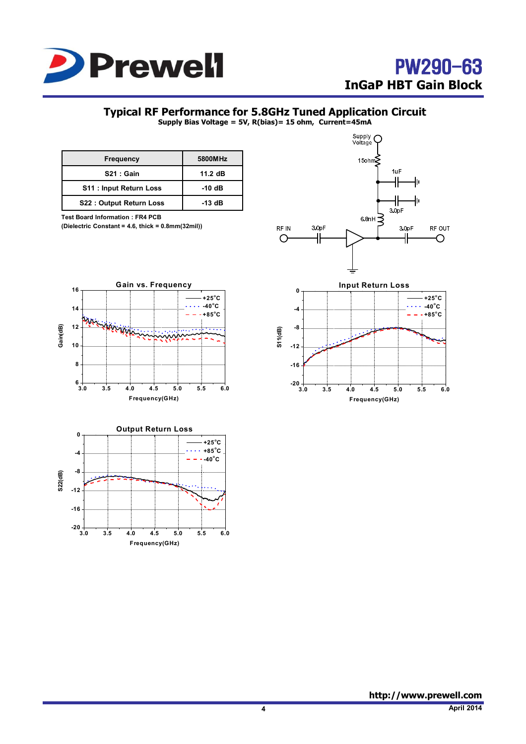## Typical RF Performance for 5.8GHz Tuned Application Circuit

**Supply Bias Voltage = 5V, R(bias)= 15 ohm, Current=45mA**

| Frequency | 5800MHz |
|---|---|
| S21 : Gain | 11.2 dB |
| S11 : Input Return Loss | -10 dB |
| S22 : Output Return Loss | -13 dB |

Test Board Information : FR4 PCB
(Dielectric Constant = 4.6, thick = 0.8mm(32mil))

Supply Voltage
15ohm
1uF
3.0pF
6.8nH
RF IN
3.0pF
3.0pF
RF OUT

**Gain vs. Frequency**

Gain(dB)
Frequency(GHz)
+25°C
-40°C
+85°C

**Input Return Loss**

S11(dB)
Frequency(GHz)
+25°C
-40°C
+85°C

**Output Return Loss**

S22(dB)
Frequency(GHz)
+25°C
+85°C
-40°C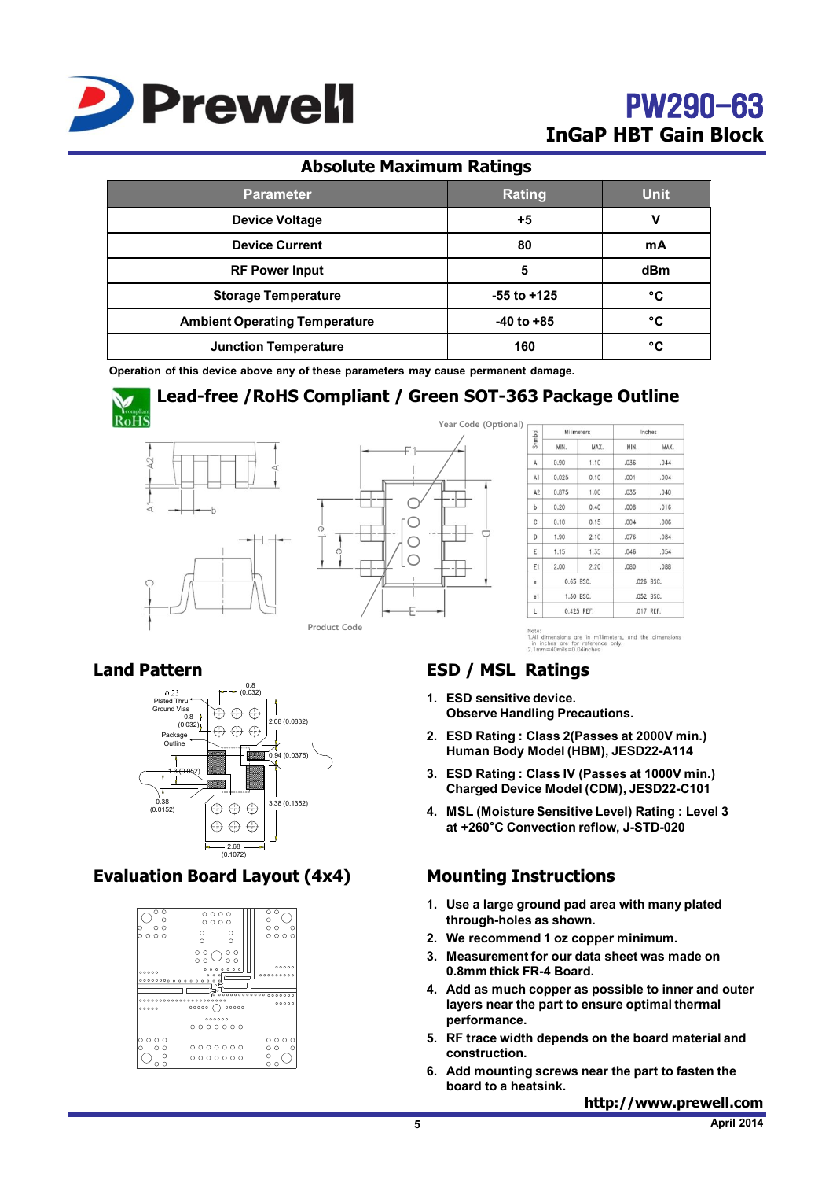# PW290-63

## InGaP HBT Gain Block

## Absolute Maximum Ratings

| Parameter | Rating | Unit |
|---|---|---|
| Device Voltage | +5 | V |
| Device Current | 80 | mA |
| RF Power Input | 5 | dBm |
| Storage Temperature | -55 to +125 | °C |
| Ambient Operating Temperature | -40 to +85 | °C |
| Junction Temperature | 160 | °C |

**Operation of this device above any of these parameters may cause permanent damage.**

## Lead-free /RoHS Compliant / Green SOT-363 Package Outline

Year Code (Optional)

Product Code

| Symbol | Millimeters MIN. | Millimeters MAX. | Inches MIN. | Inches MAX. |
|---|---|---|---|---|
| A | 0.90 | 1.10 | .036 | .044 |
| A1 | 0.025 | 0.10 | .001 | .004 |
| A2 | 0.875 | 1.00 | .035 | .040 |
| b | 0.20 | 0.40 | .008 | .016 |
| C | 0.10 | 0.15 | .004 | .006 |
| D | 1.90 | 2.10 | .076 | .084 |
| E | 1.15 | 1.35 | .046 | .054 |
| E1 | 2.00 | 2.20 | .080 | .088 |
| e | 0.65 BSC. | | .026 BSC. | |
| e1 | 1.30 BSC. | | .052 BSC. | |
| L | 0.425 REF. | | .017 REF. | |

Note:
1.All dimensions are in millimeters, and the dimensions in inches are for reference only.
2.1mm=40mils=0.04inches

## Land Pattern

ϕ.23 Plated Thru Ground Vias

Package Outline

0.8 (0.032)

0.8 (0.032)

2.08 (0.0832)

0.94 (0.0376)

1.3 (0.052)

0.38 (0.0152)

3.38 (0.1352)

2.68 (0.1072)

## Evaluation Board Layout (4x4)

## ESD / MSL Ratings

1. **ESD sensitive device. Observe Handling Precautions.**
2. **ESD Rating : Class 2(Passes at 2000V min.) Human Body Model (HBM), JESD22-A114**
3. **ESD Rating : Class IV (Passes at 1000V min.) Charged Device Model (CDM), JESD22-C101**
4. **MSL (Moisture Sensitive Level) Rating : Level 3 at +260°C Convection reflow, J-STD-020**

## Mounting Instructions

1. **Use a large ground pad area with many plated through-holes as shown.**
2. **We recommend 1 oz copper minimum.**
3. **Measurement for our data sheet was made on 0.8mm thick FR-4 Board.**
4. **Add as much copper as possible to inner and outer layers near the part to ensure optimal thermal performance.**
5. **RF trace width depends on the board material and construction.**
6. **Add mounting screws near the part to fasten the board to a heatsink.**

**http://www.prewell.com**

April 2014